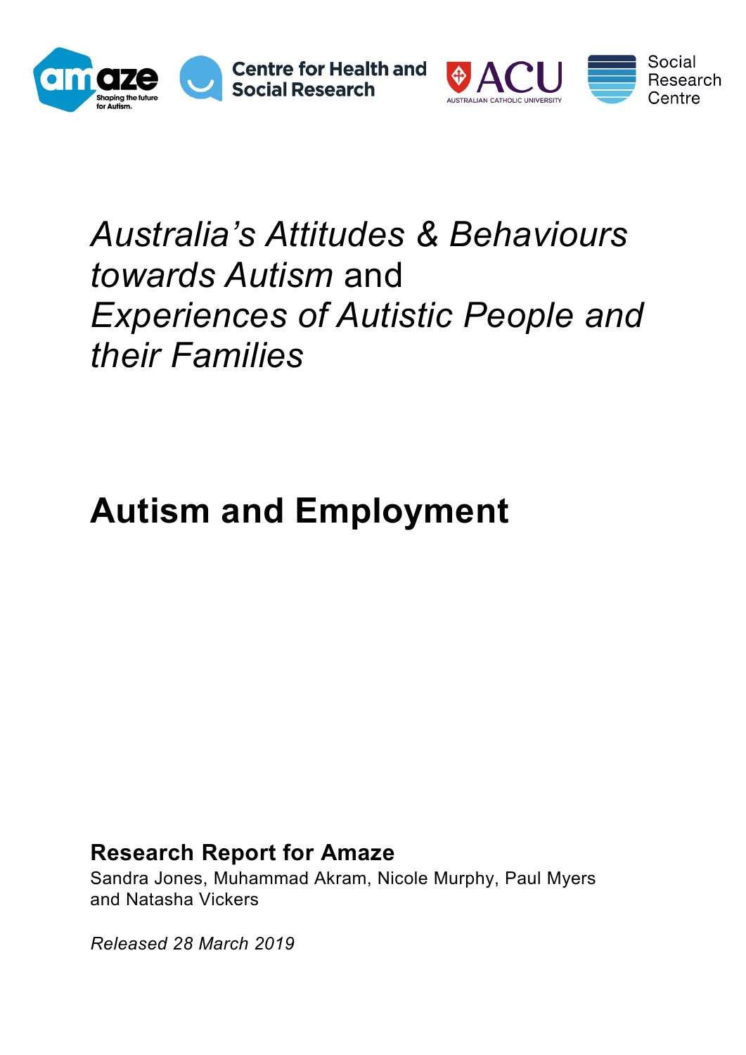# *Australia's Attitudes & Behaviours towards Autism* and *Experiences of Autistic People and their Families*

# Autism and Employment

**Research Report for Amaze**

Sandra Jones, Muhammad Akram, Nicole Murphy, Paul Myers and Natasha Vickers

*Released 28 March 2019*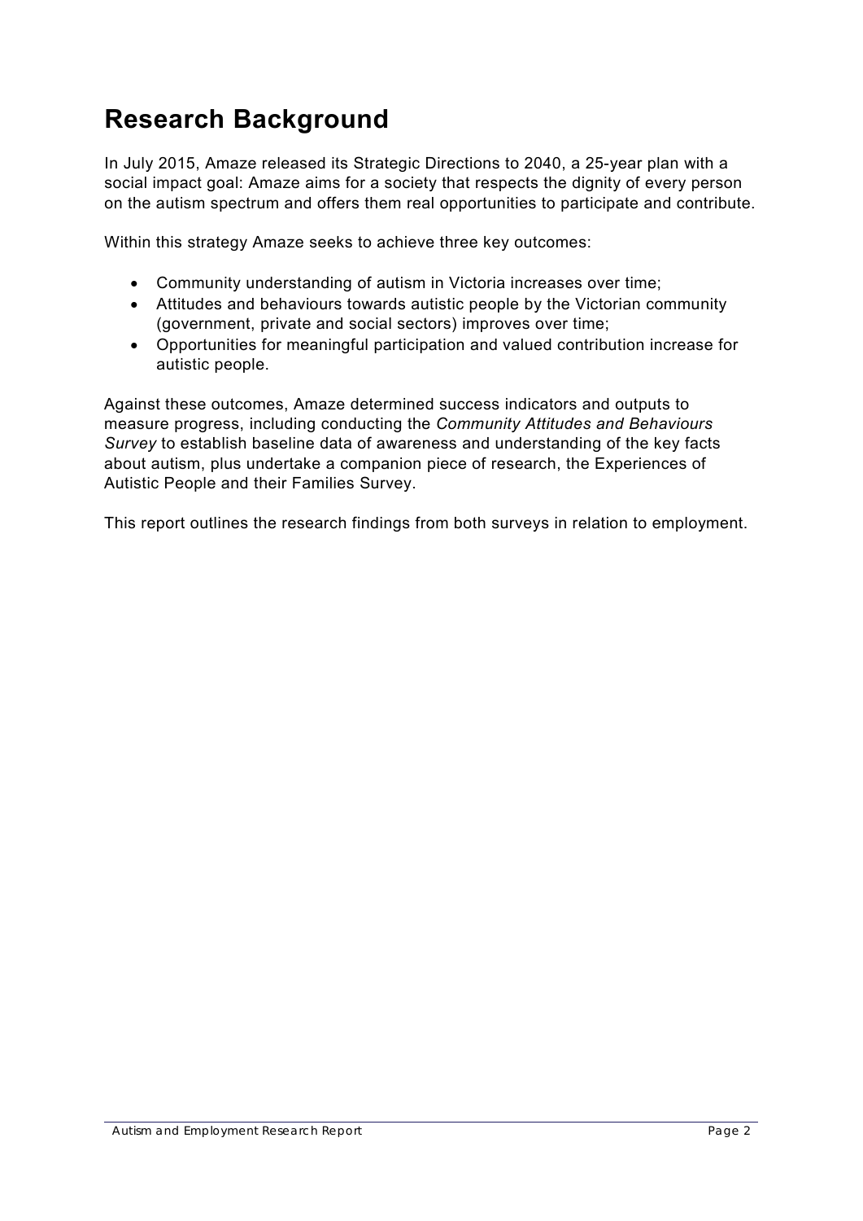# Research Background

In July 2015, Amaze released its Strategic Directions to 2040, a 25-year plan with a social impact goal: Amaze aims for a society that respects the dignity of every person on the autism spectrum and offers them real opportunities to participate and contribute.

Within this strategy Amaze seeks to achieve three key outcomes:

- Community understanding of autism in Victoria increases over time;
- Attitudes and behaviours towards autistic people by the Victorian community (government, private and social sectors) improves over time;
- Opportunities for meaningful participation and valued contribution increase for autistic people.

Against these outcomes, Amaze determined success indicators and outputs to measure progress, including conducting the *Community Attitudes and Behaviours Survey* to establish baseline data of awareness and understanding of the key facts about autism, plus undertake a companion piece of research, the Experiences of Autistic People and their Families Survey.

This report outlines the research findings from both surveys in relation to employment.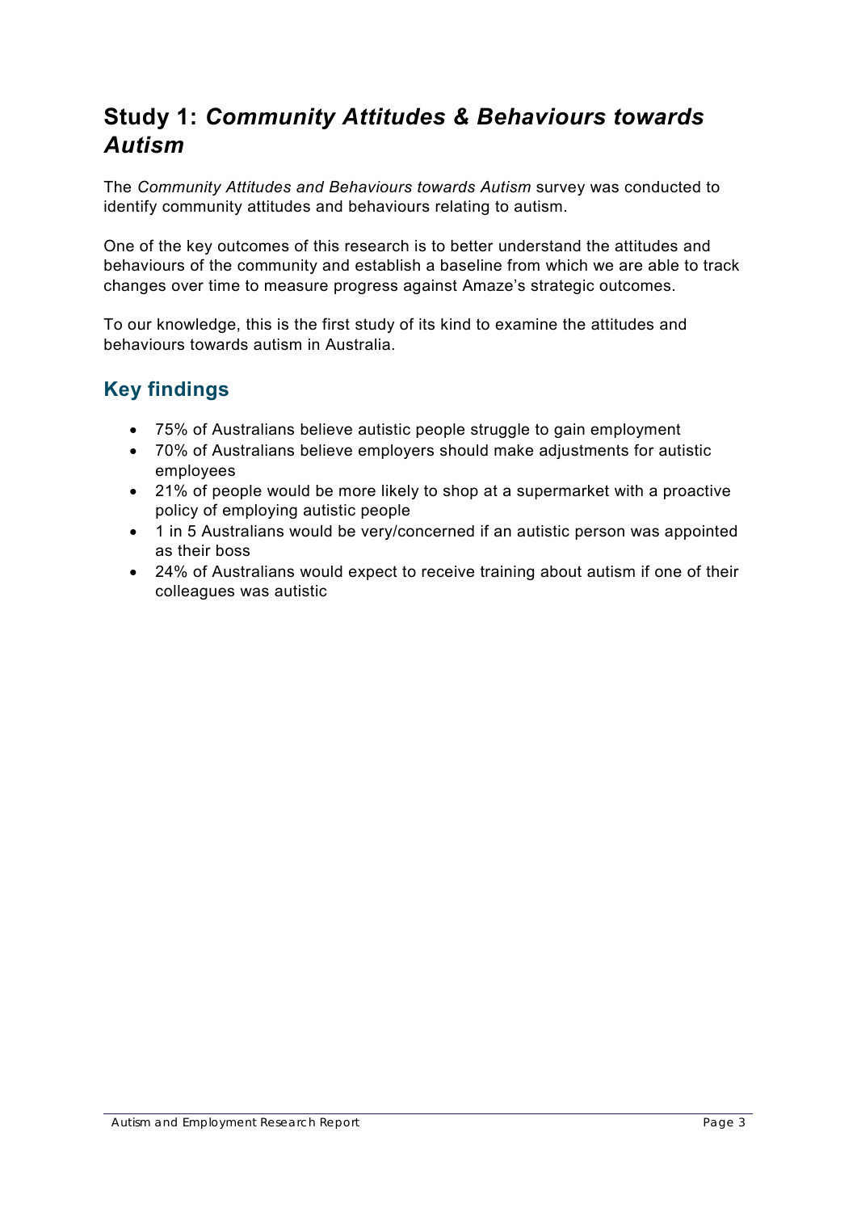## Study 1: *Community Attitudes & Behaviours towards Autism*

The *Community Attitudes and Behaviours towards Autism* survey was conducted to identify community attitudes and behaviours relating to autism.

One of the key outcomes of this research is to better understand the attitudes and behaviours of the community and establish a baseline from which we are able to track changes over time to measure progress against Amaze's strategic outcomes.

To our knowledge, this is the first study of its kind to examine the attitudes and behaviours towards autism in Australia.

### Key findings

- 75% of Australians believe autistic people struggle to gain employment
- 70% of Australians believe employers should make adjustments for autistic employees
- 21% of people would be more likely to shop at a supermarket with a proactive policy of employing autistic people
- 1 in 5 Australians would be very/concerned if an autistic person was appointed as their boss
- 24% of Australians would expect to receive training about autism if one of their colleagues was autistic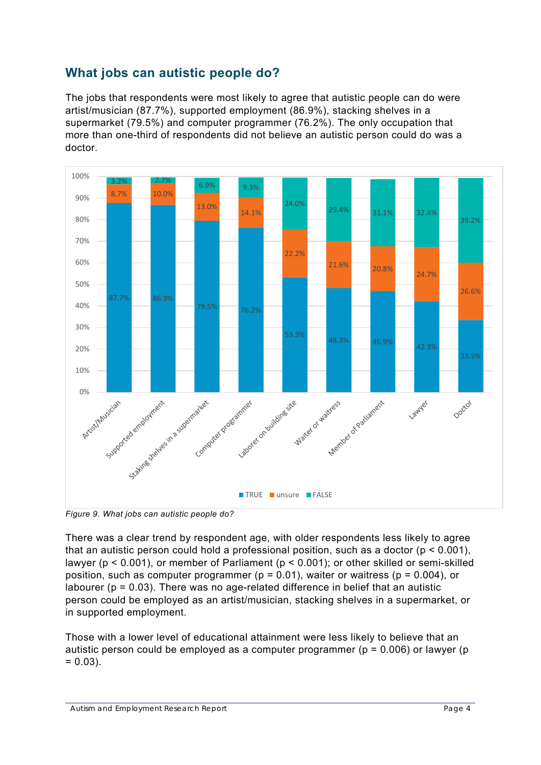## What jobs can autistic people do?

The jobs that respondents were most likely to agree that autistic people can do were artist/musician (87.7%), supported employment (86.9%), stacking shelves in a supermarket (79.5%) and computer programmer (76.2%). The only occupation that more than one-third of respondents did not believe an autistic person could do was a doctor.

| | TRUE | unsure | FALSE |
|---|---|---|---|
| Artist/Musician | 87.7% | 8.7% | 3.2% |
| Supported employment | 86.9% | 10.0% | 2.7% |
| Staking shelves in a supermarket | 79.5% | 13.0% | 6.9% |
| Computer programmer | 76.2% | 14.1% | 9.3% |
| Laborer on building site | 53.3% | 22.2% | 24.0% |
| Waiter or waitress | 48.3% | 21.6% | 29.4% |
| Member of Parliament | 46.9% | 20.8% | 31.1% |
| Lawyer | 42.3% | 24.7% | 32.4% |
| Doctor | 33.5% | 26.6% | 39.2% |

*Figure 9. What jobs can autistic people do?*

There was a clear trend by respondent age, with older respondents less likely to agree that an autistic person could hold a professional position, such as a doctor ($p < 0.001$), lawyer ($p < 0.001$), or member of Parliament ($p < 0.001$); or other skilled or semi-skilled position, such as computer programmer ($p = 0.01$), waiter or waitress ($p = 0.004$), or labourer ($p = 0.03$). There was no age-related difference in belief that an autistic person could be employed as an artist/musician, stacking shelves in a supermarket, or in supported employment.

Those with a lower level of educational attainment were less likely to believe that an autistic person could be employed as a computer programmer ($p = 0.006$) or lawyer ($p = 0.03$).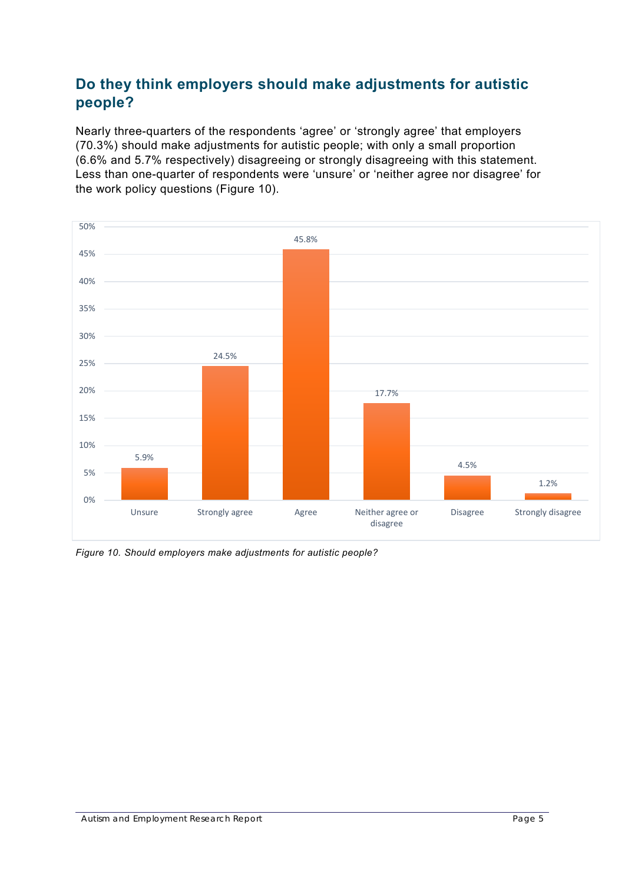## Do they think employers should make adjustments for autistic people?

Nearly three-quarters of the respondents ‘agree’ or ‘strongly agree’ that employers (70.3%) should make adjustments for autistic people; with only a small proportion (6.6% and 5.7% respectively) disagreeing or strongly disagreeing with this statement. Less than one-quarter of respondents were ‘unsure’ or ‘neither agree nor disagree’ for the work policy questions (Figure 10).

| Response | Percentage |
|---|---|
| Unsure | 5.9% |
| Strongly agree | 24.5% |
| Agree | 45.8% |
| Neither agree or disagree | 17.7% |
| Disagree | 4.5% |
| Strongly disagree | 1.2% |

*Figure 10. Should employers make adjustments for autistic people?*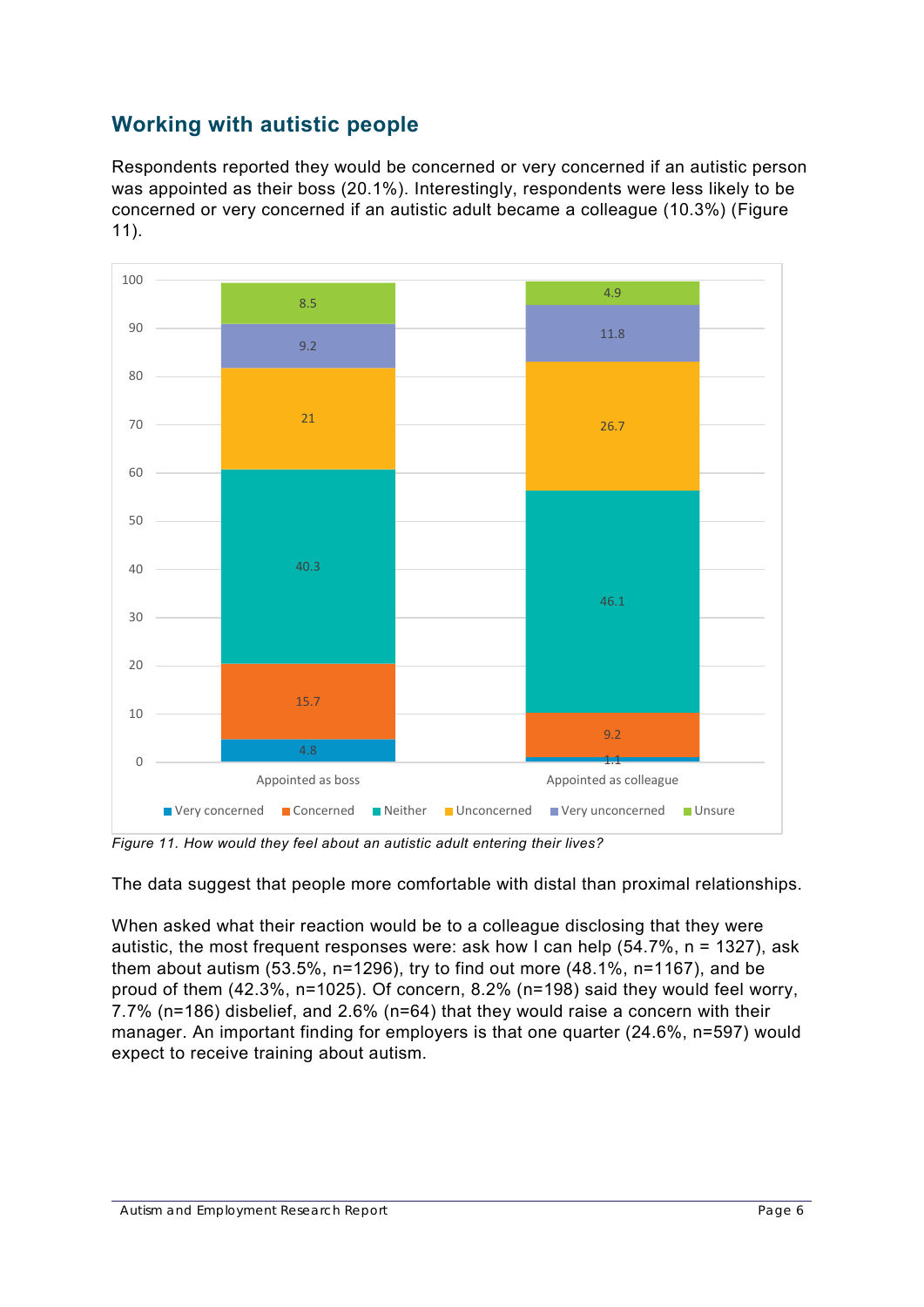## Working with autistic people

Respondents reported they would be concerned or very concerned if an autistic person was appointed as their boss (20.1%). Interestingly, respondents were less likely to be concerned or very concerned if an autistic adult became a colleague (10.3%) (Figure 11).

| | Very concerned | Concerned | Neither | Unconcerned | Very unconcerned | Unsure |
|---|---|---|---|---|---|---|
| Appointed as boss | 4.8 | 15.7 | 40.3 | 21 | 9.2 | 8.5 |
| Appointed as colleague | 1.1 | 9.2 | 46.1 | 26.7 | 11.8 | 4.9 |

*Figure 11. How would they feel about an autistic adult entering their lives?*

The data suggest that people more comfortable with distal than proximal relationships.

When asked what their reaction would be to a colleague disclosing that they were autistic, the most frequent responses were: ask how I can help (54.7%, n = 1327), ask them about autism (53.5%, n=1296), try to find out more (48.1%, n=1167), and be proud of them (42.3%, n=1025). Of concern, 8.2% (n=198) said they would feel worry, 7.7% (n=186) disbelief, and 2.6% (n=64) that they would raise a concern with their manager. An important finding for employers is that one quarter (24.6%, n=597) would expect to receive training about autism.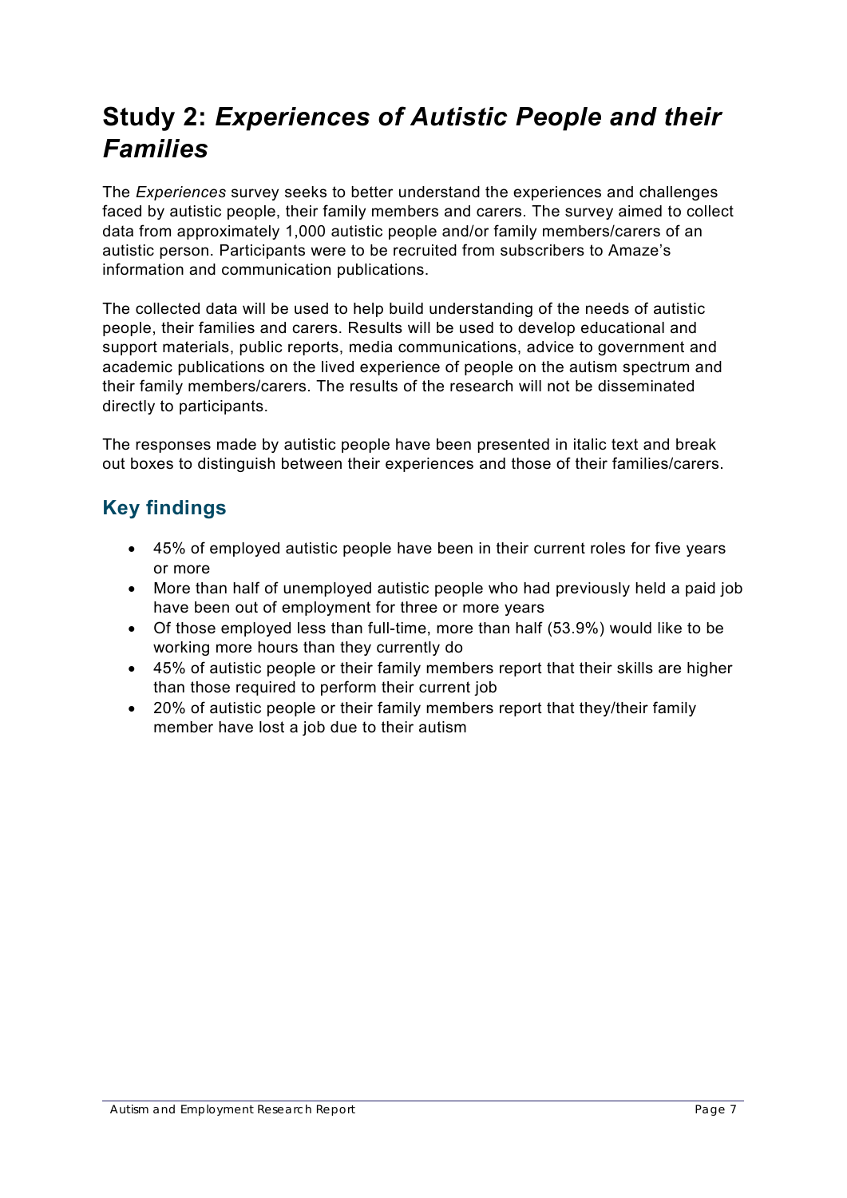# Study 2: *Experiences of Autistic People and their Families*

The *Experiences* survey seeks to better understand the experiences and challenges faced by autistic people, their family members and carers. The survey aimed to collect data from approximately 1,000 autistic people and/or family members/carers of an autistic person. Participants were to be recruited from subscribers to Amaze's information and communication publications.

The collected data will be used to help build understanding of the needs of autistic people, their families and carers. Results will be used to develop educational and support materials, public reports, media communications, advice to government and academic publications on the lived experience of people on the autism spectrum and their family members/carers. The results of the research will not be disseminated directly to participants.

The responses made by autistic people have been presented in italic text and break out boxes to distinguish between their experiences and those of their families/carers.

## Key findings

- 45% of employed autistic people have been in their current roles for five years or more
- More than half of unemployed autistic people who had previously held a paid job have been out of employment for three or more years
- Of those employed less than full-time, more than half (53.9%) would like to be working more hours than they currently do
- 45% of autistic people or their family members report that their skills are higher than those required to perform their current job
- 20% of autistic people or their family members report that they/their family member have lost a job due to their autism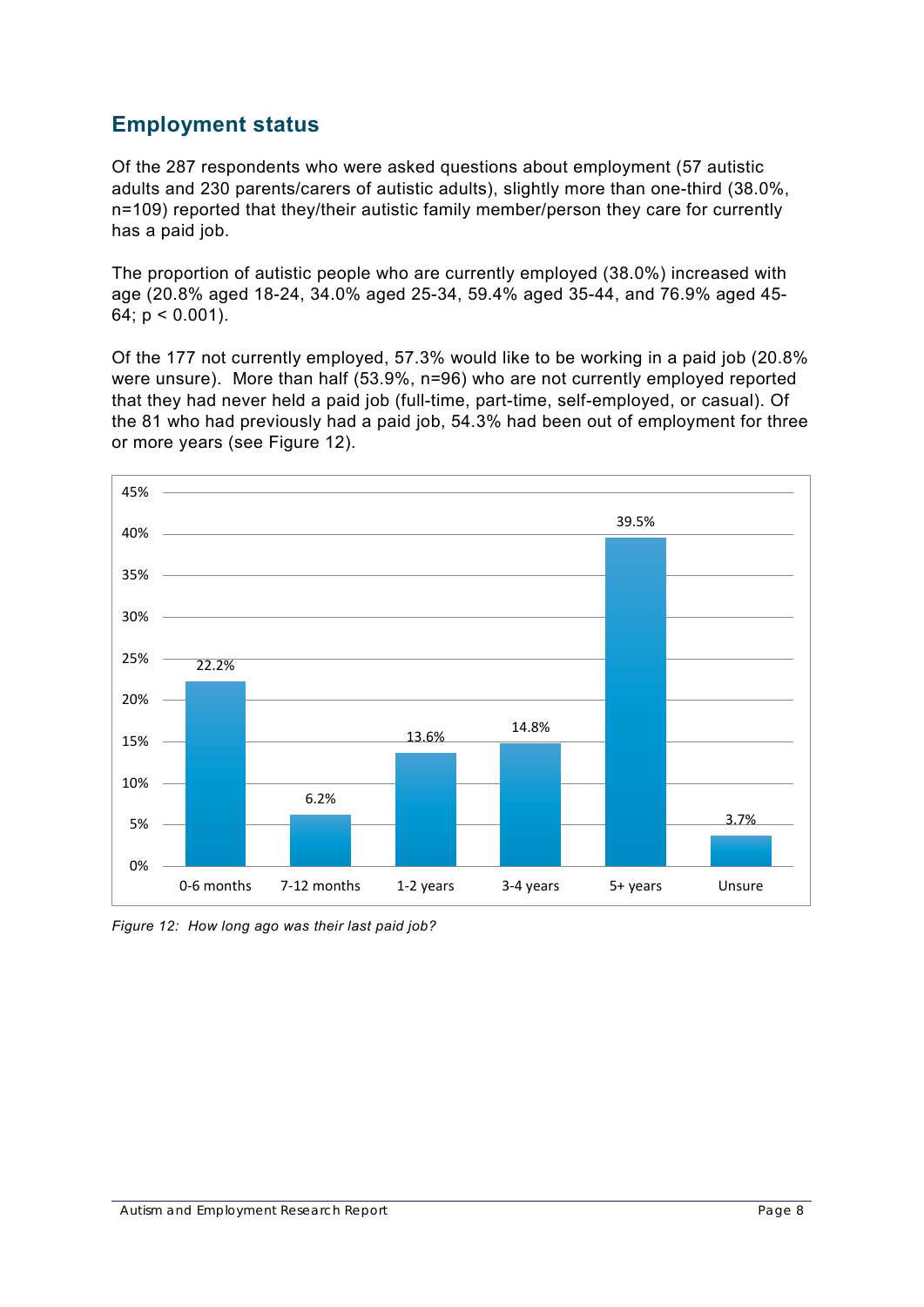## Employment status

Of the 287 respondents who were asked questions about employment (57 autistic adults and 230 parents/carers of autistic adults), slightly more than one-third (38.0%, n=109) reported that they/their autistic family member/person they care for currently has a paid job.

The proportion of autistic people who are currently employed (38.0%) increased with age (20.8% aged 18-24, 34.0% aged 25-34, 59.4% aged 35-44, and 76.9% aged 45-64; $p < 0.001$).

Of the 177 not currently employed, 57.3% would like to be working in a paid job (20.8% were unsure). More than half (53.9%, n=96) who are not currently employed reported that they had never held a paid job (full-time, part-time, self-employed, or casual). Of the 81 who had previously had a paid job, 54.3% had been out of employment for three or more years (see Figure 12).

| 0-6 months | 7-12 months | 1-2 years | 3-4 years | 5+ years | Unsure |
|---|---|---|---|---|---|
| 22.2% | 6.2% | 13.6% | 14.8% | 39.5% | 3.7% |

*Figure 12: How long ago was their last paid job?*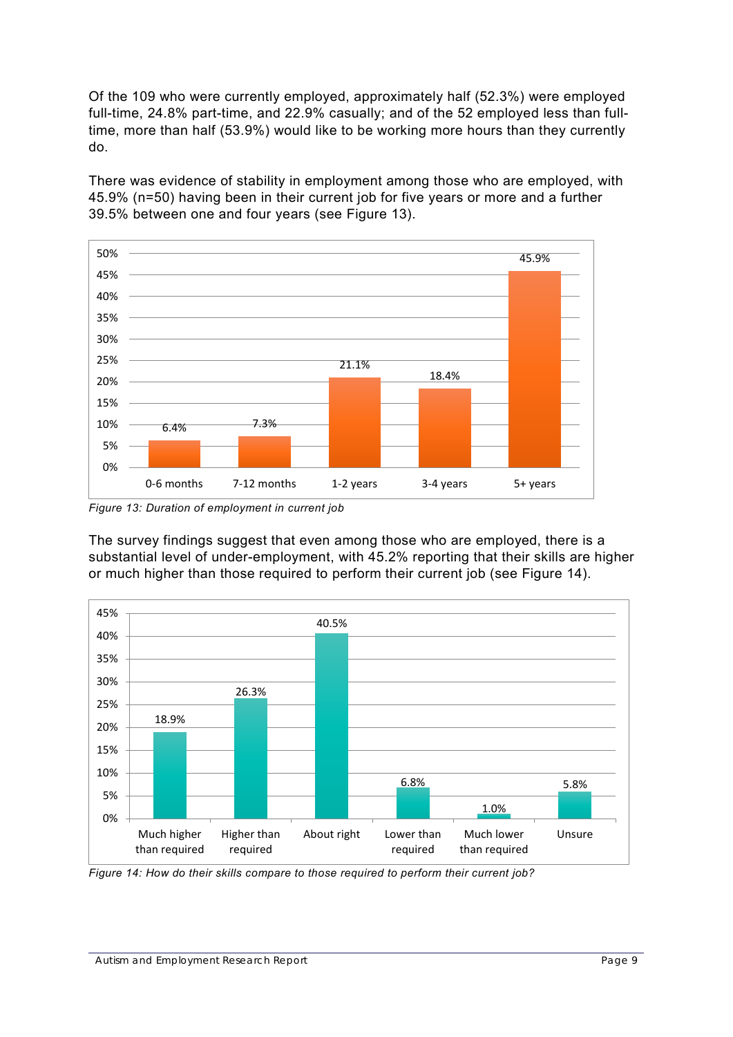Of the 109 who were currently employed, approximately half (52.3%) were employed full-time, 24.8% part-time, and 22.9% casually; and of the 52 employed less than full-time, more than half (53.9%) would like to be working more hours than they currently do.

There was evidence of stability in employment among those who are employed, with 45.9% (n=50) having been in their current job for five years or more and a further 39.5% between one and four years (see Figure 13).

| Duration | Percentage |
|---|---|
| 0-6 months | 6.4% |
| 7-12 months | 7.3% |
| 1-2 years | 21.1% |
| 3-4 years | 18.4% |
| 5+ years | 45.9% |

*Figure 13: Duration of employment in current job*

The survey findings suggest that even among those who are employed, there is a substantial level of under-employment, with 45.2% reporting that their skills are higher or much higher than those required to perform their current job (see Figure 14).

| Response | Percentage |
|---|---|
| Much higher than required | 18.9% |
| Higher than required | 26.3% |
| About right | 40.5% |
| Lower than required | 6.8% |
| Much lower than required | 1.0% |
| Unsure | 5.8% |

*Figure 14: How do their skills compare to those required to perform their current job?*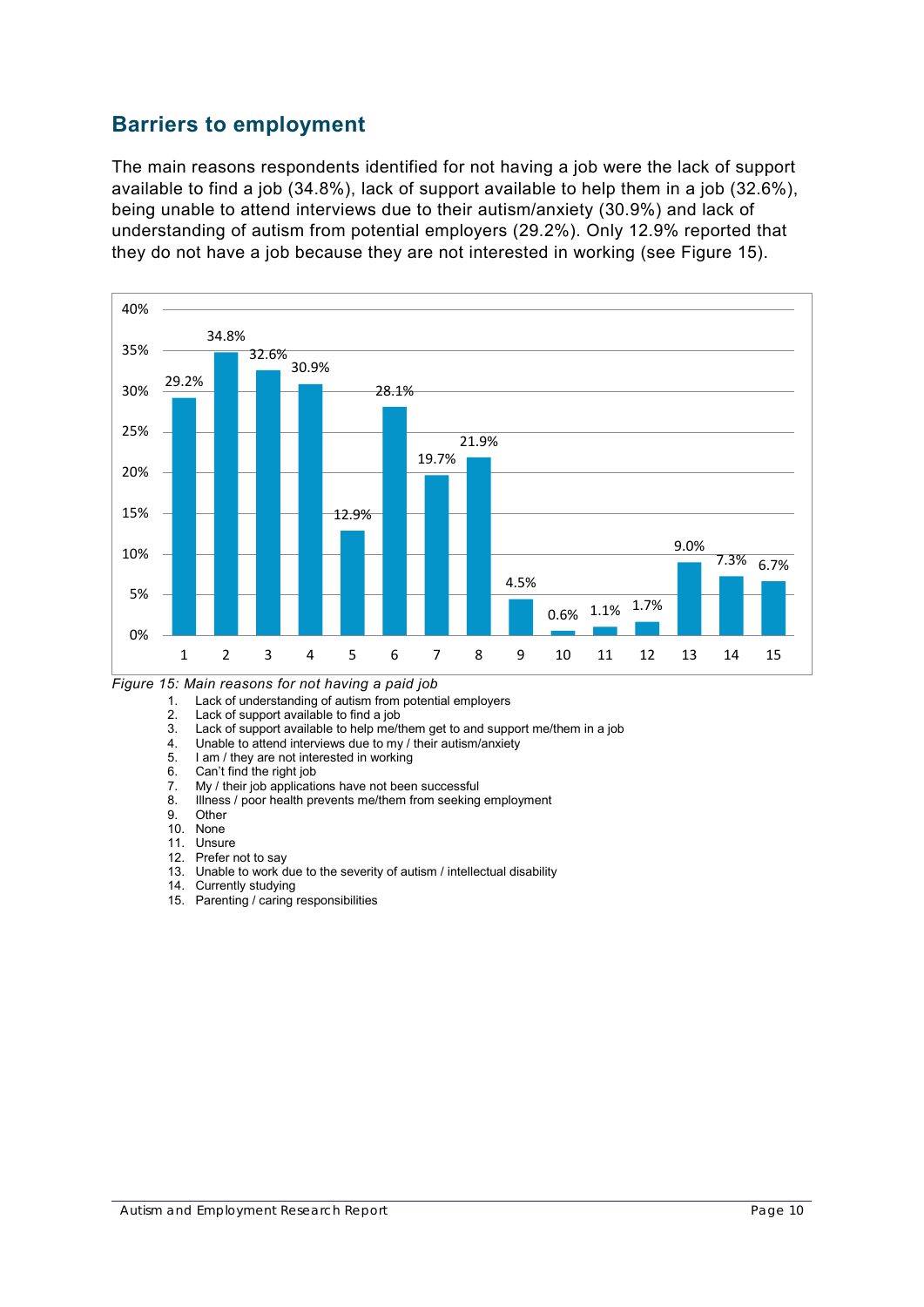## Barriers to employment

The main reasons respondents identified for not having a job were the lack of support available to find a job (34.8%), lack of support available to help them in a job (32.6%), being unable to attend interviews due to their autism/anxiety (30.9%) and lack of understanding of autism from potential employers (29.2%). Only 12.9% reported that they do not have a job because they are not interested in working (see Figure 15).

| Reason | 1 | 2 | 3 | 4 | 5 | 6 | 7 | 8 | 9 | 10 | 11 | 12 | 13 | 14 | 15 |
|---|---|---|---|---|---|---|---|---|---|---|---|---|---|---|---|
| % | 29.2% | 34.8% | 32.6% | 30.9% | 12.9% | 28.1% | 19.7% | 21.9% | 4.5% | 0.6% | 1.1% | 1.7% | 9.0% | 7.3% | 6.7% |

*Figure 15: Main reasons for not having a paid job*

1. Lack of understanding of autism from potential employers
2. Lack of support available to find a job
3. Lack of support available to help me/them get to and support me/them in a job
4. Unable to attend interviews due to my / their autism/anxiety
5. I am / they are not interested in working
6. Can't find the right job
7. My / their job applications have not been successful
8. Illness / poor health prevents me/them from seeking employment
9. Other
10. None
11. Unsure
12. Prefer not to say
13. Unable to work due to the severity of autism / intellectual disability
14. Currently studying
15. Parenting / caring responsibilities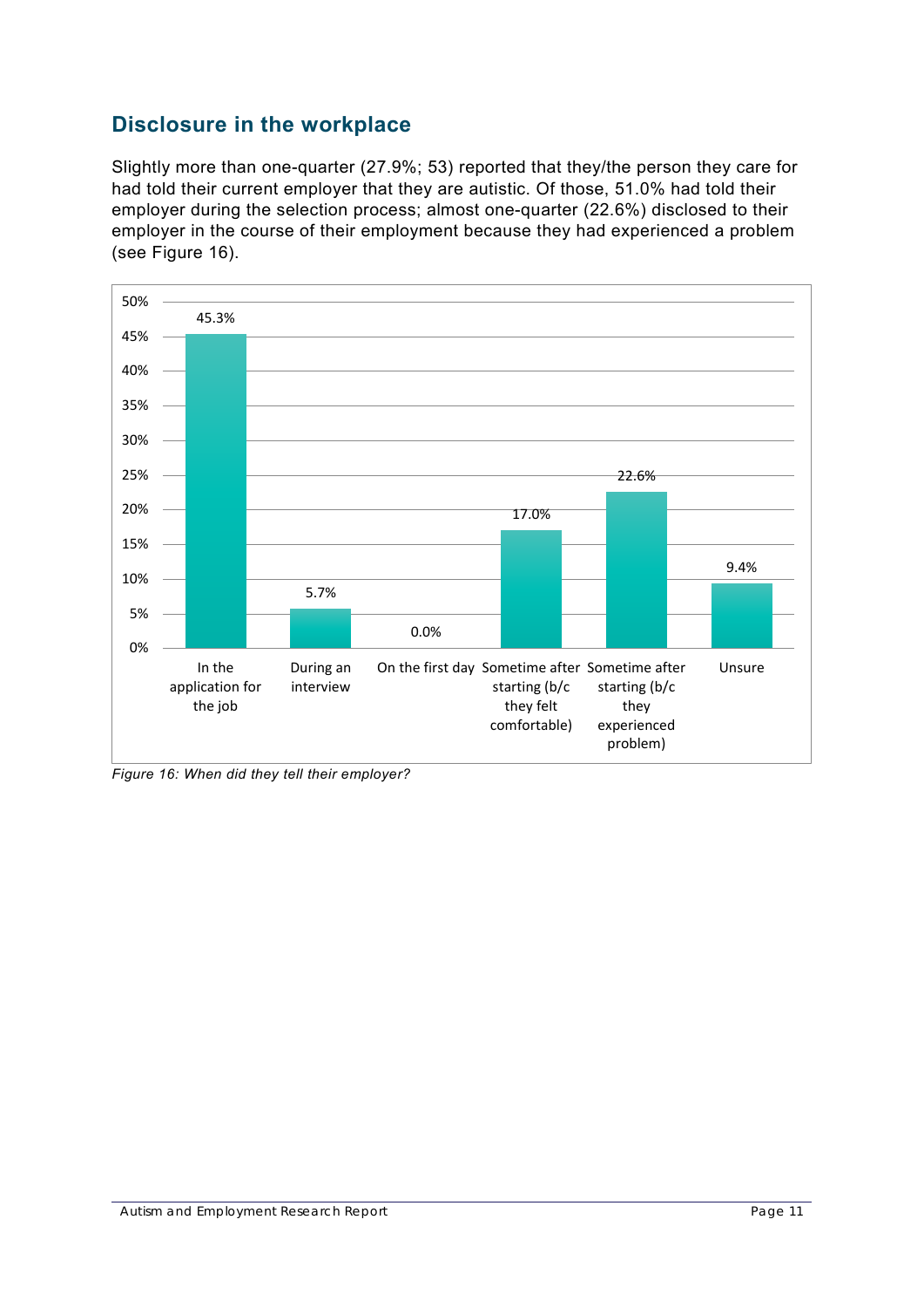## Disclosure in the workplace

Slightly more than one-quarter (27.9%; 53) reported that they/the person they care for had told their current employer that they are autistic. Of those, 51.0% had told their employer during the selection process; almost one-quarter (22.6%) disclosed to their employer in the course of their employment because they had experienced a problem (see Figure 16).

| When disclosed | Percentage |
| --- | --- |
| In the application for the job | 45.3% |
| During an interview | 5.7% |
| On the first day | 0.0% |
| Sometime after starting (b/c they felt comfortable) | 17.0% |
| Sometime after starting (b/c they experienced problem) | 22.6% |
| Unsure | 9.4% |

*Figure 16: When did they tell their employer?*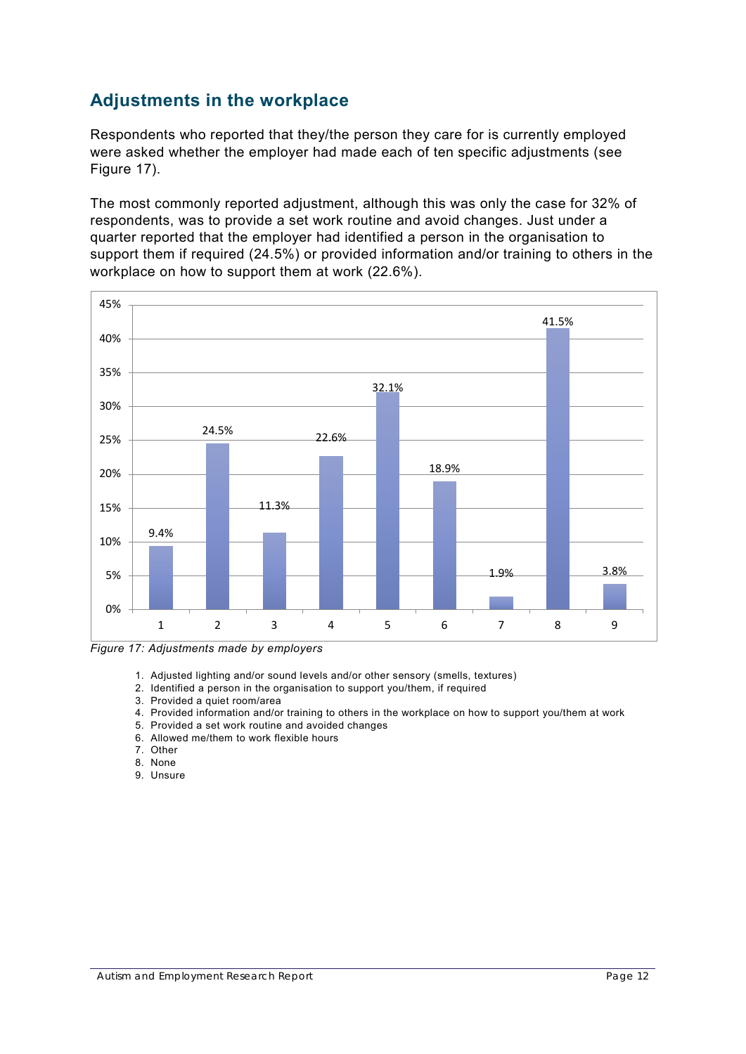## Adjustments in the workplace

Respondents who reported that they/the person they care for is currently employed were asked whether the employer had made each of ten specific adjustments (see Figure 17).

The most commonly reported adjustment, although this was only the case for 32% of respondents, was to provide a set work routine and avoid changes. Just under a quarter reported that the employer had identified a person in the organisation to support them if required (24.5%) or provided information and/or training to others in the workplace on how to support them at work (22.6%).

| Adjustment | Percentage |
|---|---|
| 1 | 9.4% |
| 2 | 24.5% |
| 3 | 11.3% |
| 4 | 22.6% |
| 5 | 32.1% |
| 6 | 18.9% |
| 7 | 1.9% |
| 8 | 41.5% |
| 9 | 3.8% |

*Figure 17: Adjustments made by employers*

1. Adjusted lighting and/or sound levels and/or other sensory (smells, textures)
2. Identified a person in the organisation to support you/them, if required
3. Provided a quiet room/area
4. Provided information and/or training to others in the workplace on how to support you/them at work
5. Provided a set work routine and avoided changes
6. Allowed me/them to work flexible hours
7. Other
8. None
9. Unsure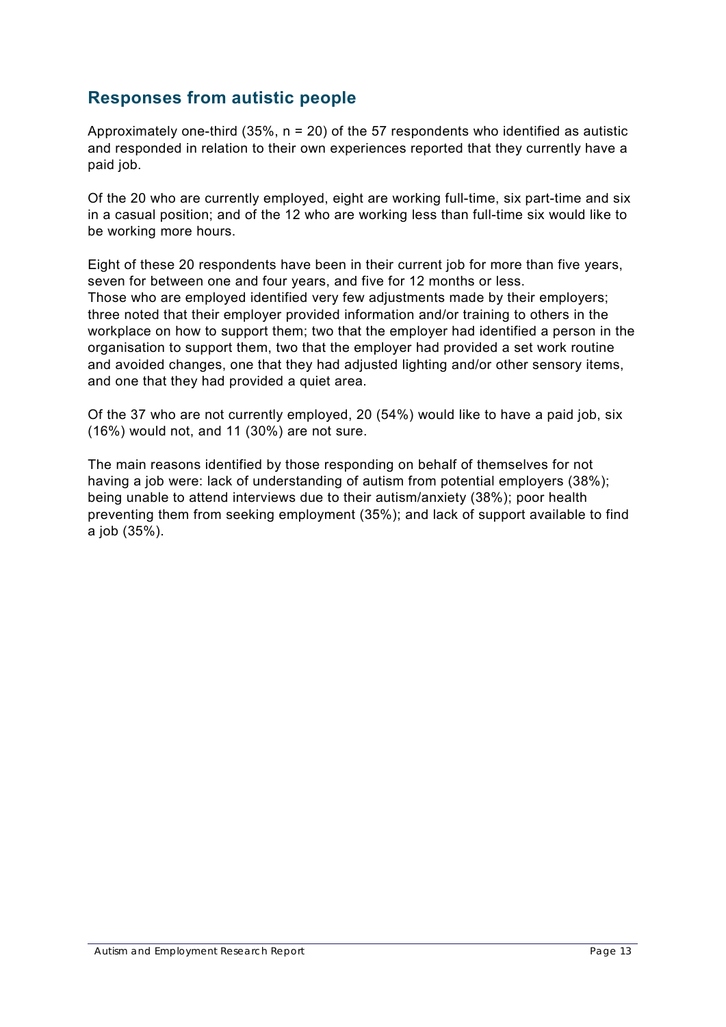## Responses from autistic people

Approximately one-third (35%, n = 20) of the 57 respondents who identified as autistic and responded in relation to their own experiences reported that they currently have a paid job.

Of the 20 who are currently employed, eight are working full-time, six part-time and six in a casual position; and of the 12 who are working less than full-time six would like to be working more hours.

Eight of these 20 respondents have been in their current job for more than five years, seven for between one and four years, and five for 12 months or less.
Those who are employed identified very few adjustments made by their employers; three noted that their employer provided information and/or training to others in the workplace on how to support them; two that the employer had identified a person in the organisation to support them, two that the employer had provided a set work routine and avoided changes, one that they had adjusted lighting and/or other sensory items, and one that they had provided a quiet area.

Of the 37 who are not currently employed, 20 (54%) would like to have a paid job, six (16%) would not, and 11 (30%) are not sure.

The main reasons identified by those responding on behalf of themselves for not having a job were: lack of understanding of autism from potential employers (38%); being unable to attend interviews due to their autism/anxiety (38%); poor health preventing them from seeking employment (35%); and lack of support available to find a job (35%).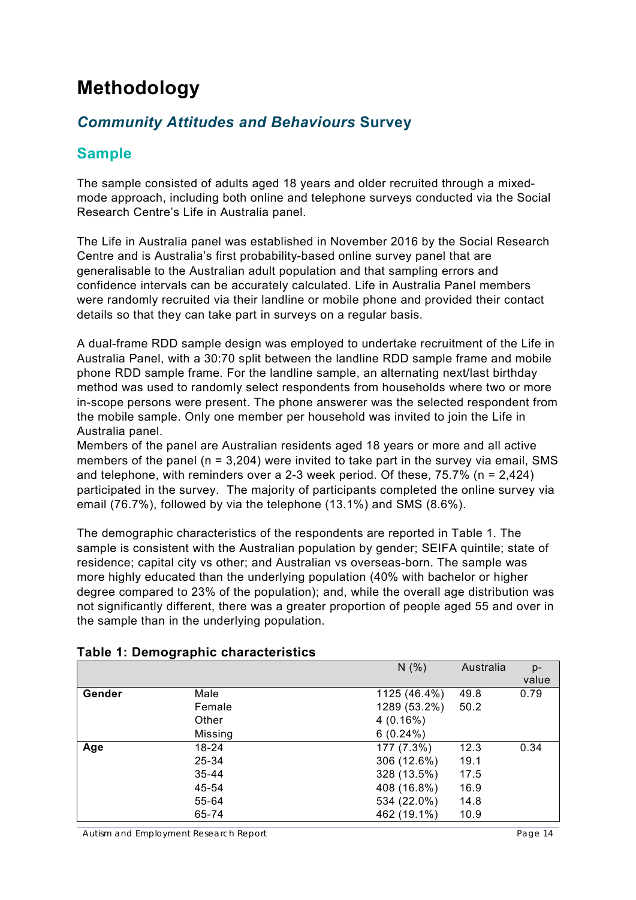# Methodology

## *Community Attitudes and Behaviours* Survey

### Sample

The sample consisted of adults aged 18 years and older recruited through a mixed-mode approach, including both online and telephone surveys conducted via the Social Research Centre's Life in Australia panel.

The Life in Australia panel was established in November 2016 by the Social Research Centre and is Australia's first probability-based online survey panel that are generalisable to the Australian adult population and that sampling errors and confidence intervals can be accurately calculated. Life in Australia Panel members were randomly recruited via their landline or mobile phone and provided their contact details so that they can take part in surveys on a regular basis.

A dual-frame RDD sample design was employed to undertake recruitment of the Life in Australia Panel, with a 30:70 split between the landline RDD sample frame and mobile phone RDD sample frame. For the landline sample, an alternating next/last birthday method was used to randomly select respondents from households where two or more in-scope persons were present. The phone answerer was the selected respondent from the mobile sample. Only one member per household was invited to join the Life in Australia panel.
Members of the panel are Australian residents aged 18 years or more and all active members of the panel (n = 3,204) were invited to take part in the survey via email, SMS and telephone, with reminders over a 2-3 week period. Of these, 75.7% (n = 2,424) participated in the survey. The majority of participants completed the online survey via email (76.7%), followed by via the telephone (13.1%) and SMS (8.6%).

The demographic characteristics of the respondents are reported in Table 1. The sample is consistent with the Australian population by gender; SEIFA quintile; state of residence; capital city vs other; and Australian vs overseas-born. The sample was more highly educated than the underlying population (40% with bachelor or higher degree compared to 23% of the population); and, while the overall age distribution was not significantly different, there was a greater proportion of people aged 55 and over in the sample than in the underlying population.

**Table 1: Demographic characteristics**

| | | N (%) | Australia | p-value |
|---|---|---|---|---|
| **Gender** | Male | 1125 (46.4%) | 49.8 | 0.79 |
| | Female | 1289 (53.2%) | 50.2 | |
| | Other | 4 (0.16%) | | |
| | Missing | 6 (0.24%) | | |
| **Age** | 18-24 | 177 (7.3%) | 12.3 | 0.34 |
| | 25-34 | 306 (12.6%) | 19.1 | |
| | 35-44 | 328 (13.5%) | 17.5 | |
| | 45-54 | 408 (16.8%) | 16.9 | |
| | 55-64 | 534 (22.0%) | 14.8 | |
| | 65-74 | 462 (19.1%) | 10.9 | |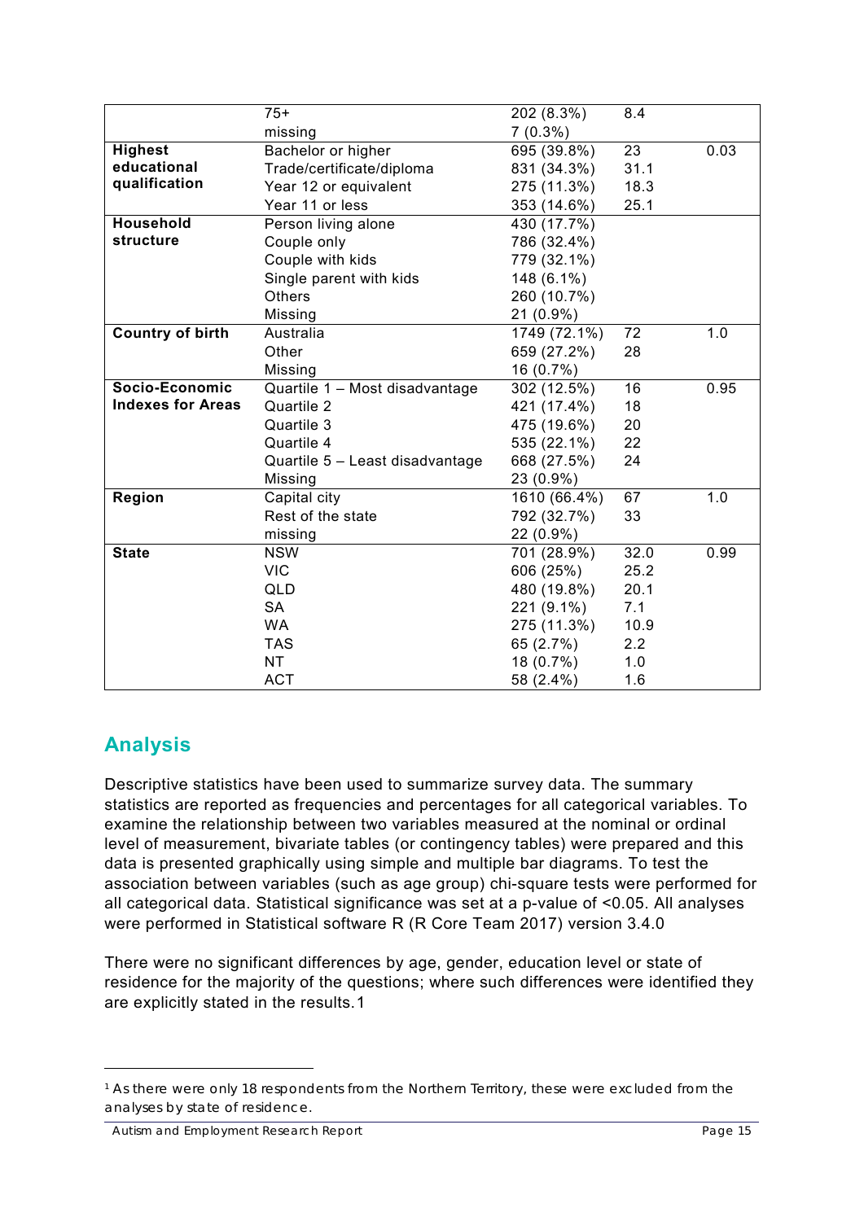| | | | | |
|---|---|---|---|---|
| | 75+ | 202 (8.3%) | 8.4 | |
| | missing | 7 (0.3%) | | |
| **Highest educational qualification** | Bachelor or higher | 695 (39.8%) | 23 | 0.03 |
| | Trade/certificate/diploma | 831 (34.3%) | 31.1 | |
| | Year 12 or equivalent | 275 (11.3%) | 18.3 | |
| | Year 11 or less | 353 (14.6%) | 25.1 | |
| **Household structure** | Person living alone | 430 (17.7%) | | |
| | Couple only | 786 (32.4%) | | |
| | Couple with kids | 779 (32.1%) | | |
| | Single parent with kids | 148 (6.1%) | | |
| | Others | 260 (10.7%) | | |
| | Missing | 21 (0.9%) | | |
| **Country of birth** | Australia | 1749 (72.1%) | 72 | 1.0 |
| | Other | 659 (27.2%) | 28 | |
| | Missing | 16 (0.7%) | | |
| **Socio-Economic Indexes for Areas** | Quartile 1 – Most disadvantage | 302 (12.5%) | 16 | 0.95 |
| | Quartile 2 | 421 (17.4%) | 18 | |
| | Quartile 3 | 475 (19.6%) | 20 | |
| | Quartile 4 | 535 (22.1%) | 22 | |
| | Quartile 5 – Least disadvantage | 668 (27.5%) | 24 | |
| | Missing | 23 (0.9%) | | |
| **Region** | Capital city | 1610 (66.4%) | 67 | 1.0 |
| | Rest of the state | 792 (32.7%) | 33 | |
| | missing | 22 (0.9%) | | |
| **State** | NSW | 701 (28.9%) | 32.0 | 0.99 |
| | VIC | 606 (25%) | 25.2 | |
| | QLD | 480 (19.8%) | 20.1 | |
| | SA | 221 (9.1%) | 7.1 | |
| | WA | 275 (11.3%) | 10.9 | |
| | TAS | 65 (2.7%) | 2.2 | |
| | NT | 18 (0.7%) | 1.0 | |
| | ACT | 58 (2.4%) | 1.6 | |

## Analysis

Descriptive statistics have been used to summarize survey data. The summary statistics are reported as frequencies and percentages for all categorical variables. To examine the relationship between two variables measured at the nominal or ordinal level of measurement, bivariate tables (or contingency tables) were prepared and this data is presented graphically using simple and multiple bar diagrams. To test the association between variables (such as age group) chi-square tests were performed for all categorical data. Statistical significance was set at a p-value of $<0.05$. All analyses were performed in Statistical software R (R Core Team 2017) version 3.4.0

There were no significant differences by age, gender, education level or state of residence for the majority of the questions; where such differences were identified they are explicitly stated in the results.[1]

[1] As there were only 18 respondents from the Northern Territory, these were excluded from the analyses by state of residence.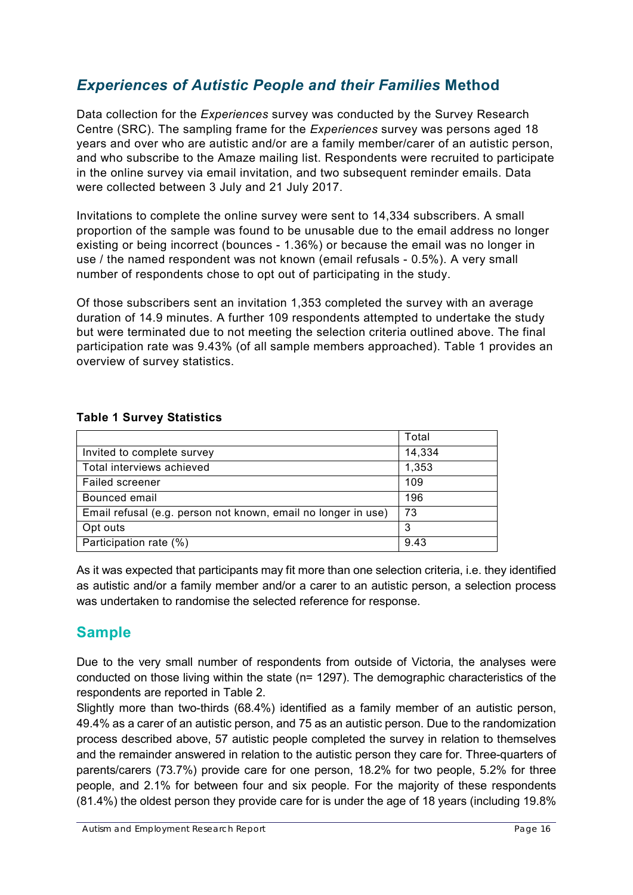## *Experiences of Autistic People and their Families* Method

Data collection for the *Experiences* survey was conducted by the Survey Research Centre (SRC). The sampling frame for the *Experiences* survey was persons aged 18 years and over who are autistic and/or are a family member/carer of an autistic person, and who subscribe to the Amaze mailing list. Respondents were recruited to participate in the online survey via email invitation, and two subsequent reminder emails. Data were collected between 3 July and 21 July 2017.

Invitations to complete the online survey were sent to 14,334 subscribers. A small proportion of the sample was found to be unusable due to the email address no longer existing or being incorrect (bounces - 1.36%) or because the email was no longer in use / the named respondent was not known (email refusals - 0.5%). A very small number of respondents chose to opt out of participating in the study.

Of those subscribers sent an invitation 1,353 completed the survey with an average duration of 14.9 minutes. A further 109 respondents attempted to undertake the study but were terminated due to not meeting the selection criteria outlined above. The final participation rate was 9.43% (of all sample members approached). Table 1 provides an overview of survey statistics.

**Table 1 Survey Statistics**

| | Total |
|---|---|
| Invited to complete survey | 14,334 |
| Total interviews achieved | 1,353 |
| Failed screener | 109 |
| Bounced email | 196 |
| Email refusal (e.g. person not known, email no longer in use) | 73 |
| Opt outs | 3 |
| Participation rate (%) | 9.43 |

As it was expected that participants may fit more than one selection criteria, i.e. they identified as autistic and/or a family member and/or a carer to an autistic person, a selection process was undertaken to randomise the selected reference for response.

## Sample

Due to the very small number of respondents from outside of Victoria, the analyses were conducted on those living within the state (n= 1297). The demographic characteristics of the respondents are reported in Table 2.

Slightly more than two-thirds (68.4%) identified as a family member of an autistic person, 49.4% as a carer of an autistic person, and 75 as an autistic person. Due to the randomization process described above, 57 autistic people completed the survey in relation to themselves and the remainder answered in relation to the autistic person they care for. Three-quarters of parents/carers (73.7%) provide care for one person, 18.2% for two people, 5.2% for three people, and 2.1% for between four and six people. For the majority of these respondents (81.4%) the oldest person they provide care for is under the age of 18 years (including 19.8%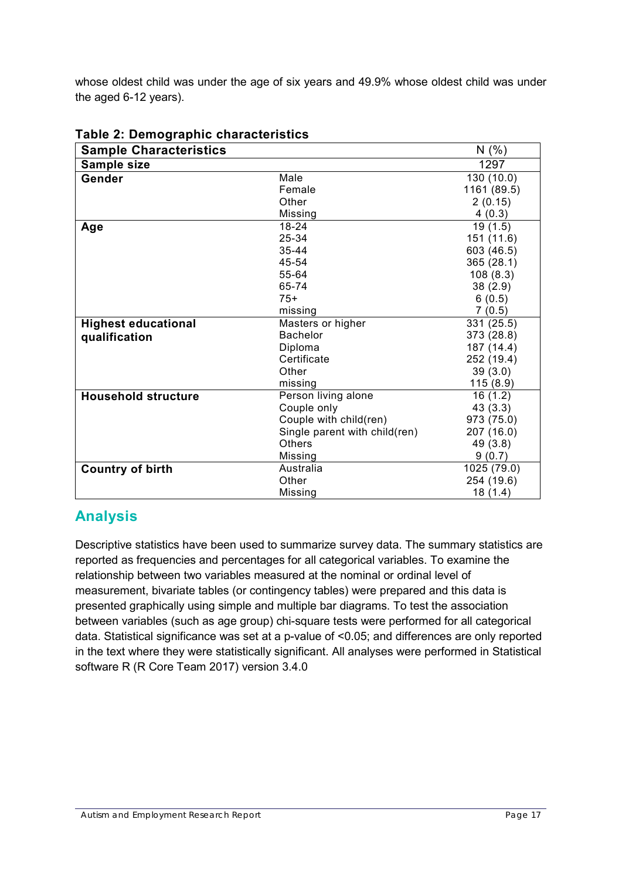whose oldest child was under the age of six years and 49.9% whose oldest child was under the aged 6-12 years).

**Table 2: Demographic characteristics**

| Sample Characteristics | | N (%) |
|---|---|---|
| **Sample size** | | 1297 |
| **Gender** | Male | 130 (10.0) |
| | Female | 1161 (89.5) |
| | Other | 2 (0.15) |
| | Missing | 4 (0.3) |
| **Age** | 18-24 | 19 (1.5) |
| | 25-34 | 151 (11.6) |
| | 35-44 | 603 (46.5) |
| | 45-54 | 365 (28.1) |
| | 55-64 | 108 (8.3) |
| | 65-74 | 38 (2.9) |
| | 75+ | 6 (0.5) |
| | missing | 7 (0.5) |
| **Highest educational qualification** | Masters or higher | 331 (25.5) |
| | Bachelor | 373 (28.8) |
| | Diploma | 187 (14.4) |
| | Certificate | 252 (19.4) |
| | Other | 39 (3.0) |
| | missing | 115 (8.9) |
| **Household structure** | Person living alone | 16 (1.2) |
| | Couple only | 43 (3.3) |
| | Couple with child(ren) | 973 (75.0) |
| | Single parent with child(ren) | 207 (16.0) |
| | Others | 49 (3.8) |
| | Missing | 9 (0.7) |
| **Country of birth** | Australia | 1025 (79.0) |
| | Other | 254 (19.6) |
| | Missing | 18 (1.4) |

## Analysis

Descriptive statistics have been used to summarize survey data. The summary statistics are reported as frequencies and percentages for all categorical variables. To examine the relationship between two variables measured at the nominal or ordinal level of measurement, bivariate tables (or contingency tables) were prepared and this data is presented graphically using simple and multiple bar diagrams. To test the association between variables (such as age group) chi-square tests were performed for all categorical data. Statistical significance was set at a p-value of $<0.05$; and differences are only reported in the text where they were statistically significant. All analyses were performed in Statistical software R (R Core Team 2017) version 3.4.0